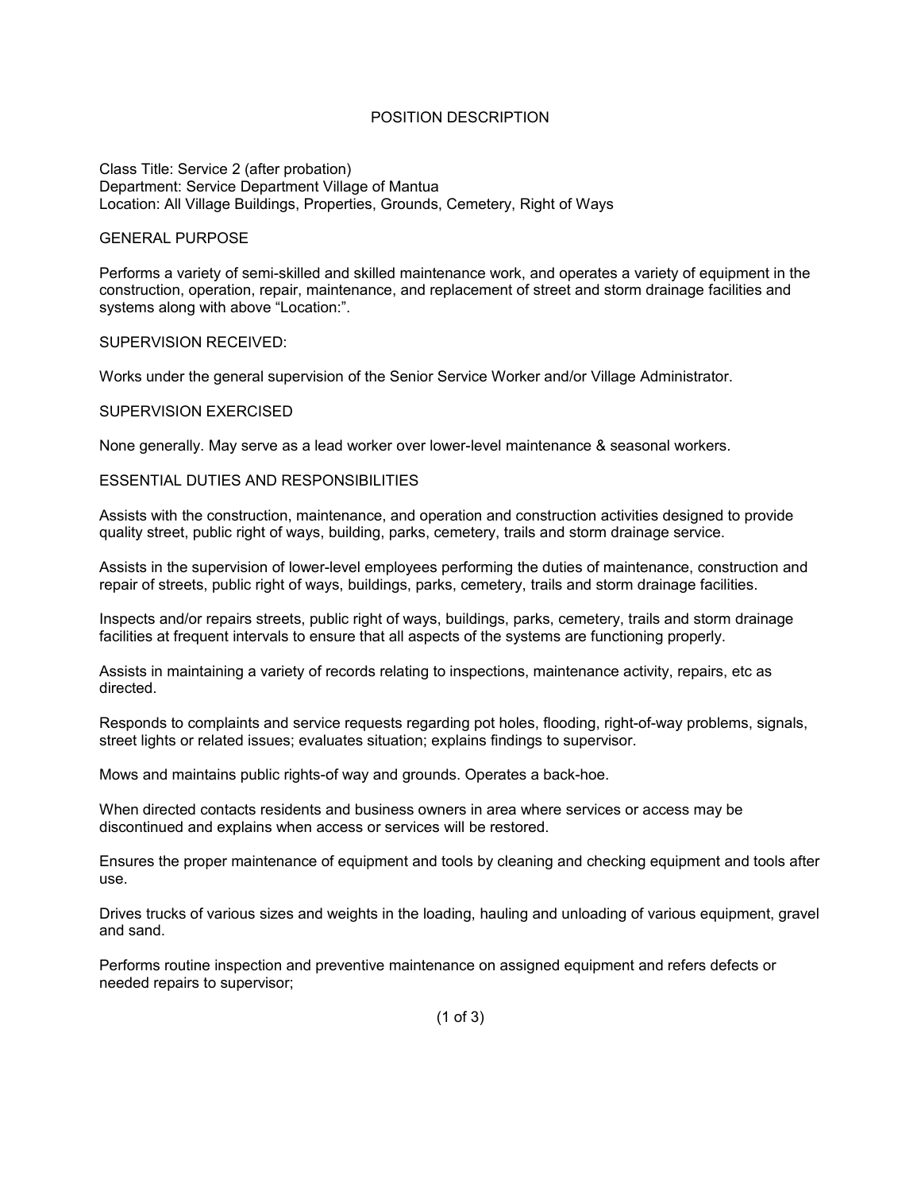# POSITION DESCRIPTION

Class Title: Service 2 (after probation)
Department: Service Department Village of Mantua
Location: All Village Buildings, Properties, Grounds, Cemetery, Right of Ways

## GENERAL PURPOSE

Performs a variety of semi-skilled and skilled maintenance work, and operates a variety of equipment in the construction, operation, repair, maintenance, and replacement of street and storm drainage facilities and systems along with above "Location:".

## SUPERVISION RECEIVED:

Works under the general supervision of the Senior Service Worker and/or Village Administrator.

## SUPERVISION EXERCISED

None generally. May serve as a lead worker over lower-level maintenance & seasonal workers.

## ESSENTIAL DUTIES AND RESPONSIBILITIES

Assists with the construction, maintenance, and operation and construction activities designed to provide quality street, public right of ways, building, parks, cemetery, trails and storm drainage service.

Assists in the supervision of lower-level employees performing the duties of maintenance, construction and repair of streets, public right of ways, buildings, parks, cemetery, trails and storm drainage facilities.

Inspects and/or repairs streets, public right of ways, buildings, parks, cemetery, trails and storm drainage facilities at frequent intervals to ensure that all aspects of the systems are functioning properly.

Assists in maintaining a variety of records relating to inspections, maintenance activity, repairs, etc as directed.

Responds to complaints and service requests regarding pot holes, flooding, right-of-way problems, signals, street lights or related issues; evaluates situation; explains findings to supervisor.

Mows and maintains public rights-of way and grounds. Operates a back-hoe.

When directed contacts residents and business owners in area where services or access may be discontinued and explains when access or services will be restored.

Ensures the proper maintenance of equipment and tools by cleaning and checking equipment and tools after use.

Drives trucks of various sizes and weights in the loading, hauling and unloading of various equipment, gravel and sand.

Performs routine inspection and preventive maintenance on assigned equipment and refers defects or needed repairs to supervisor;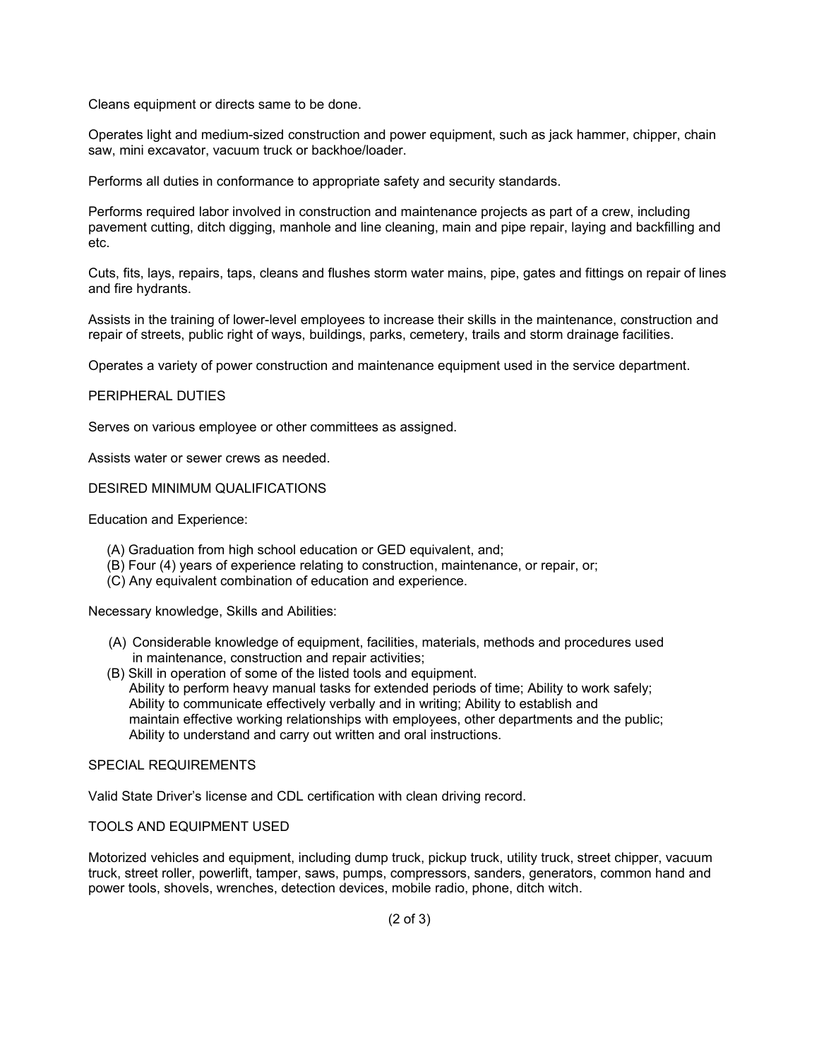Cleans equipment or directs same to be done.

Operates light and medium-sized construction and power equipment, such as jack hammer, chipper, chain saw, mini excavator, vacuum truck or backhoe/loader.

Performs all duties in conformance to appropriate safety and security standards.

Performs required labor involved in construction and maintenance projects as part of a crew, including pavement cutting, ditch digging, manhole and line cleaning, main and pipe repair, laying and backfilling and etc.

Cuts, fits, lays, repairs, taps, cleans and flushes storm water mains, pipe, gates and fittings on repair of lines and fire hydrants.

Assists in the training of lower-level employees to increase their skills in the maintenance, construction and repair of streets, public right of ways, buildings, parks, cemetery, trails and storm drainage facilities.

Operates a variety of power construction and maintenance equipment used in the service department.

## PERIPHERAL DUTIES

Serves on various employee or other committees as assigned.

Assists water or sewer crews as needed.

## DESIRED MINIMUM QUALIFICATIONS

Education and Experience:

(A) Graduation from high school education or GED equivalent, and;
(B) Four (4) years of experience relating to construction, maintenance, or repair, or;
(C) Any equivalent combination of education and experience.

Necessary knowledge, Skills and Abilities:

(A) Considerable knowledge of equipment, facilities, materials, methods and procedures used in maintenance, construction and repair activities;
(B) Skill in operation of some of the listed tools and equipment.
Ability to perform heavy manual tasks for extended periods of time; Ability to work safely; Ability to communicate effectively verbally and in writing; Ability to establish and maintain effective working relationships with employees, other departments and the public; Ability to understand and carry out written and oral instructions.

## SPECIAL REQUIREMENTS

Valid State Driver's license and CDL certification with clean driving record.

## TOOLS AND EQUIPMENT USED

Motorized vehicles and equipment, including dump truck, pickup truck, utility truck, street chipper, vacuum truck, street roller, powerlift, tamper, saws, pumps, compressors, sanders, generators, common hand and power tools, shovels, wrenches, detection devices, mobile radio, phone, ditch witch.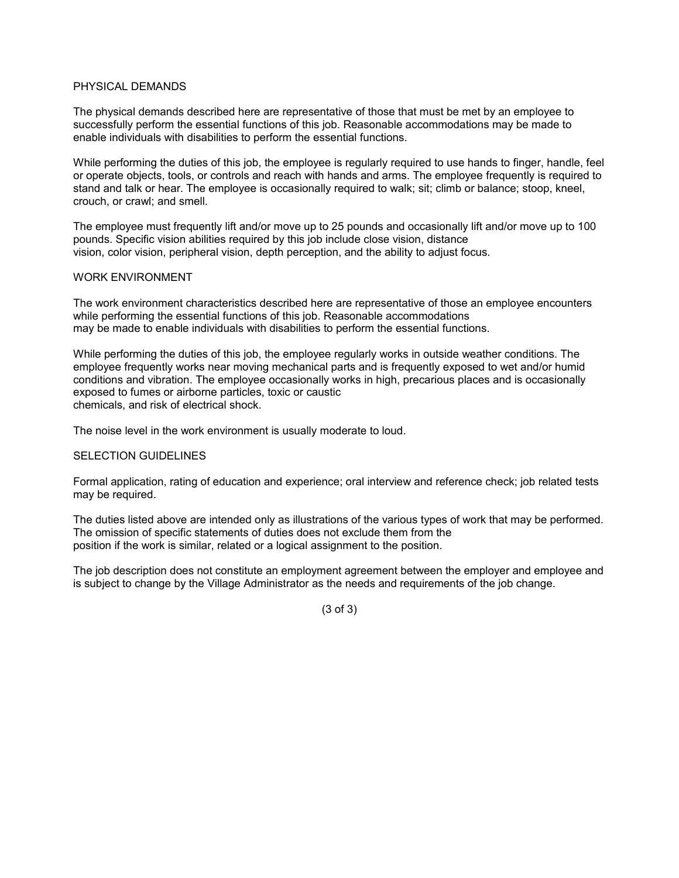## PHYSICAL DEMANDS

The physical demands described here are representative of those that must be met by an employee to successfully perform the essential functions of this job. Reasonable accommodations may be made to enable individuals with disabilities to perform the essential functions.

While performing the duties of this job, the employee is regularly required to use hands to finger, handle, feel or operate objects, tools, or controls and reach with hands and arms. The employee frequently is required to stand and talk or hear. The employee is occasionally required to walk; sit; climb or balance; stoop, kneel, crouch, or crawl; and smell.

The employee must frequently lift and/or move up to 25 pounds and occasionally lift and/or move up to 100 pounds. Specific vision abilities required by this job include close vision, distance vision, color vision, peripheral vision, depth perception, and the ability to adjust focus.

## WORK ENVIRONMENT

The work environment characteristics described here are representative of those an employee encounters while performing the essential functions of this job. Reasonable accommodations may be made to enable individuals with disabilities to perform the essential functions.

While performing the duties of this job, the employee regularly works in outside weather conditions. The employee frequently works near moving mechanical parts and is frequently exposed to wet and/or humid conditions and vibration. The employee occasionally works in high, precarious places and is occasionally exposed to fumes or airborne particles, toxic or caustic chemicals, and risk of electrical shock.

The noise level in the work environment is usually moderate to loud.

## SELECTION GUIDELINES

Formal application, rating of education and experience; oral interview and reference check; job related tests may be required.

The duties listed above are intended only as illustrations of the various types of work that may be performed. The omission of specific statements of duties does not exclude them from the position if the work is similar, related or a logical assignment to the position.

The job description does not constitute an employment agreement between the employer and employee and is subject to change by the Village Administrator as the needs and requirements of the job change.